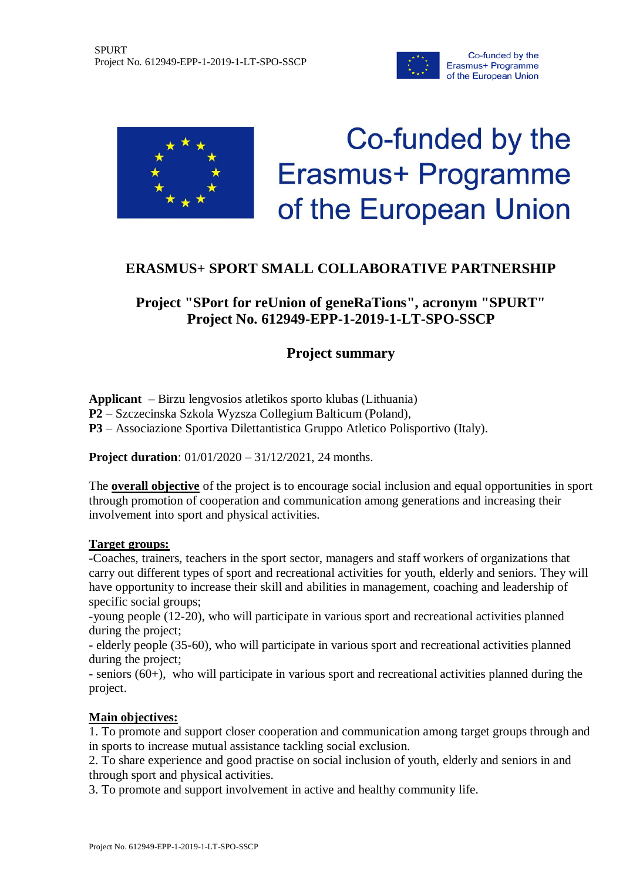Co-funded by the Erasmus+ Programme of the European Union

## ERASMUS+ SPORT SMALL COLLABORATIVE PARTNERSHIP

## Project "SPort for reUnion of geneRaTions", acronym "SPURT"
## Project No. 612949-EPP-1-2019-1-LT-SPO-SSCP

### Project summary

**Applicant** – Birzu lengvosios atletikos sporto klubas (Lithuania)
**P2** – Szczecinska Szkola Wyzsza Collegium Balticum (Poland),
**P3** – Associazione Sportiva Dilettantistica Gruppo Atletico Polisportivo (Italy).

**Project duration**: 01/01/2020 – 31/12/2021, 24 months.

The **overall objective** of the project is to encourage social inclusion and equal opportunities in sport through promotion of cooperation and communication among generations and increasing their involvement into sport and physical activities.

**Target groups:**
-Coaches, trainers, teachers in the sport sector, managers and staff workers of organizations that carry out different types of sport and recreational activities for youth, elderly and seniors. They will have opportunity to increase their skill and abilities in management, coaching and leadership of specific social groups;
-young people (12-20), who will participate in various sport and recreational activities planned during the project;
- elderly people (35-60), who will participate in various sport and recreational activities planned during the project;
- seniors (60+), who will participate in various sport and recreational activities planned during the project.

**Main objectives:**
1. To promote and support closer cooperation and communication among target groups through and in sports to increase mutual assistance tackling social exclusion.
2. To share experience and good practise on social inclusion of youth, elderly and seniors in and through sport and physical activities.
3. To promote and support involvement in active and healthy community life.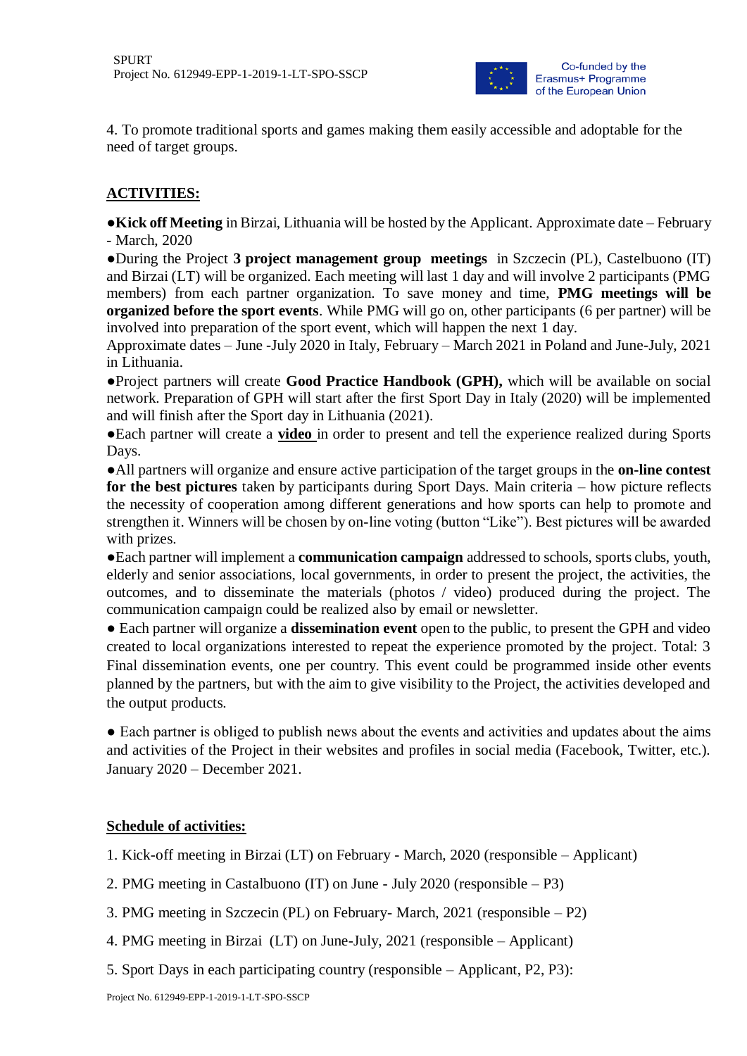4. To promote traditional sports and games making them easily accessible and adoptable for the need of target groups.

**ACTIVITIES:**

●**Kick off Meeting** in Birzai, Lithuania will be hosted by the Applicant. Approximate date – February - March, 2020

●During the Project **3 project management group meetings** in Szczecin (PL), Castelbuono (IT) and Birzai (LT) will be organized. Each meeting will last 1 day and will involve 2 participants (PMG members) from each partner organization. To save money and time, **PMG meetings will be organized before the sport events**. While PMG will go on, other participants (6 per partner) will be involved into preparation of the sport event, which will happen the next 1 day.

Approximate dates – June -July 2020 in Italy, February – March 2021 in Poland and June-July, 2021 in Lithuania.

●Project partners will create **Good Practice Handbook (GPH),** which will be available on social network. Preparation of GPH will start after the first Sport Day in Italy (2020) will be implemented and will finish after the Sport day in Lithuania (2021).

●Each partner will create a **video** in order to present and tell the experience realized during Sports Days.

●All partners will organize and ensure active participation of the target groups in the **on-line contest for the best pictures** taken by participants during Sport Days. Main criteria – how picture reflects the necessity of cooperation among different generations and how sports can help to promote and strengthen it. Winners will be chosen by on-line voting (button "Like"). Best pictures will be awarded with prizes.

●Each partner will implement a **communication campaign** addressed to schools, sports clubs, youth, elderly and senior associations, local governments, in order to present the project, the activities, the outcomes, and to disseminate the materials (photos / video) produced during the project. The communication campaign could be realized also by email or newsletter.

● Each partner will organize a **dissemination event** open to the public, to present the GPH and video created to local organizations interested to repeat the experience promoted by the project. Total: 3 Final dissemination events, one per country. This event could be programmed inside other events planned by the partners, but with the aim to give visibility to the Project, the activities developed and the output products.

● Each partner is obliged to publish news about the events and activities and updates about the aims and activities of the Project in their websites and profiles in social media (Facebook, Twitter, etc.). January 2020 – December 2021.

**Schedule of activities:**

1. Kick-off meeting in Birzai (LT) on February - March, 2020 (responsible – Applicant)

2. PMG meeting in Castalbuono (IT) on June - July 2020 (responsible – P3)

3. PMG meeting in Szczecin (PL) on February- March, 2021 (responsible – P2)

4. PMG meeting in Birzai (LT) on June-July, 2021 (responsible – Applicant)

5. Sport Days in each participating country (responsible – Applicant, P2, P3):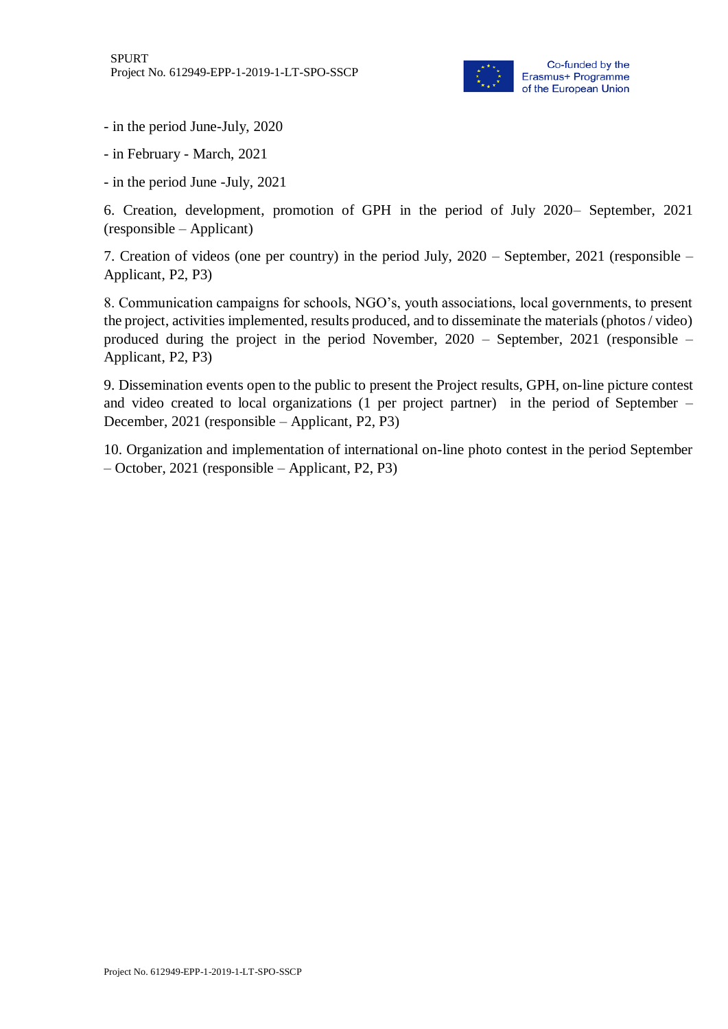- in the period June-July, 2020

- in February - March, 2021

- in the period June -July, 2021

6. Creation, development, promotion of GPH in the period of July 2020– September, 2021 (responsible – Applicant)

7. Creation of videos (one per country) in the period July, 2020 – September, 2021 (responsible – Applicant, P2, P3)

8. Communication campaigns for schools, NGO's, youth associations, local governments, to present the project, activities implemented, results produced, and to disseminate the materials (photos / video) produced during the project in the period November, 2020 – September, 2021 (responsible – Applicant, P2, P3)

9. Dissemination events open to the public to present the Project results, GPH, on-line picture contest and video created to local organizations (1 per project partner) in the period of September – December, 2021 (responsible – Applicant, P2, P3)

10. Organization and implementation of international on-line photo contest in the period September – October, 2021 (responsible – Applicant, P2, P3)